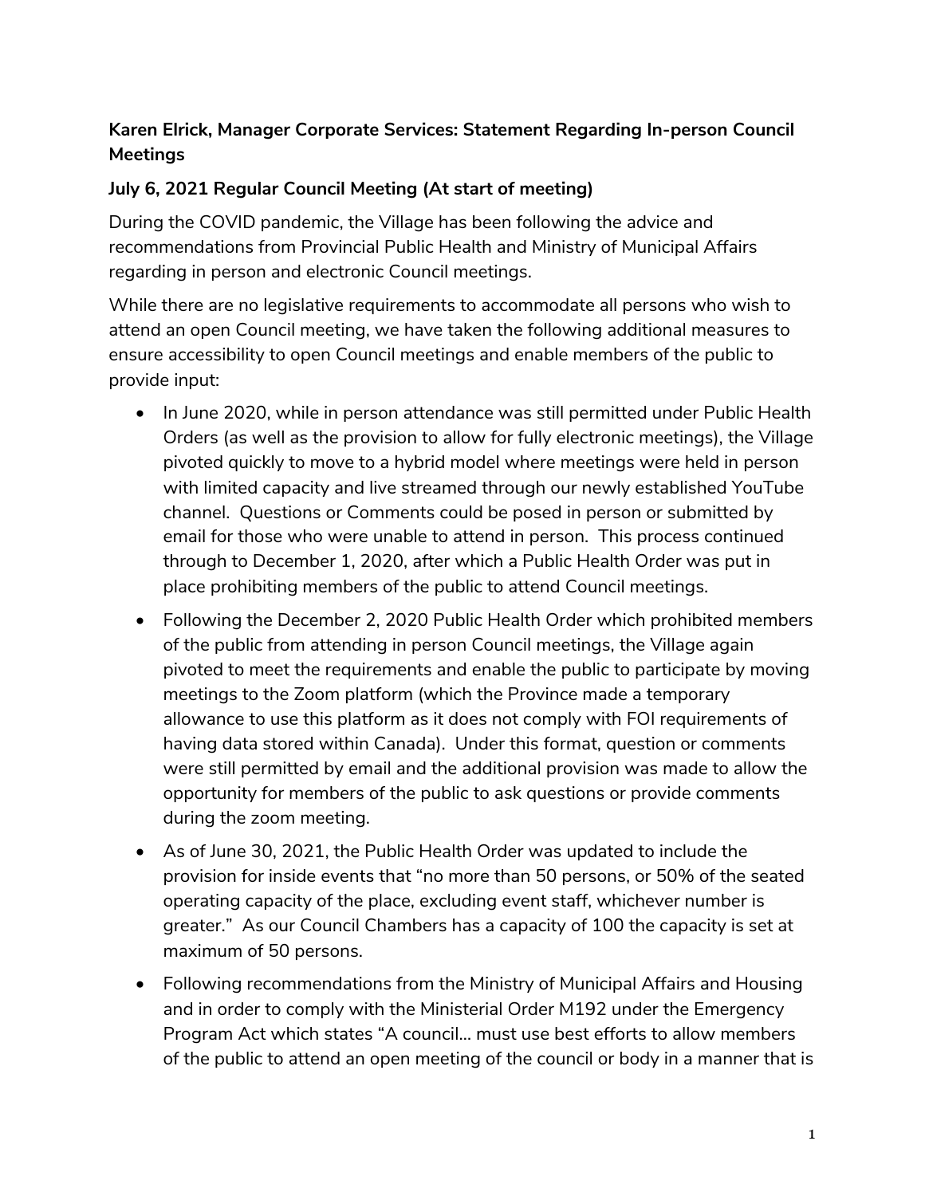**Karen Elrick, Manager Corporate Services: Statement Regarding In-person Council Meetings**

**July 6, 2021 Regular Council Meeting (At start of meeting)**

During the COVID pandemic, the Village has been following the advice and recommendations from Provincial Public Health and Ministry of Municipal Affairs regarding in person and electronic Council meetings.

While there are no legislative requirements to accommodate all persons who wish to attend an open Council meeting, we have taken the following additional measures to ensure accessibility to open Council meetings and enable members of the public to provide input:

- In June 2020, while in person attendance was still permitted under Public Health Orders (as well as the provision to allow for fully electronic meetings), the Village pivoted quickly to move to a hybrid model where meetings were held in person with limited capacity and live streamed through our newly established YouTube channel. Questions or Comments could be posed in person or submitted by email for those who were unable to attend in person. This process continued through to December 1, 2020, after which a Public Health Order was put in place prohibiting members of the public to attend Council meetings.
- Following the December 2, 2020 Public Health Order which prohibited members of the public from attending in person Council meetings, the Village again pivoted to meet the requirements and enable the public to participate by moving meetings to the Zoom platform (which the Province made a temporary allowance to use this platform as it does not comply with FOI requirements of having data stored within Canada). Under this format, question or comments were still permitted by email and the additional provision was made to allow the opportunity for members of the public to ask questions or provide comments during the zoom meeting.
- As of June 30, 2021, the Public Health Order was updated to include the provision for inside events that "no more than 50 persons, or 50% of the seated operating capacity of the place, excluding event staff, whichever number is greater." As our Council Chambers has a capacity of 100 the capacity is set at maximum of 50 persons.
- Following recommendations from the Ministry of Municipal Affairs and Housing and in order to comply with the Ministerial Order M192 under the Emergency Program Act which states "A council… must use best efforts to allow members of the public to attend an open meeting of the council or body in a manner that is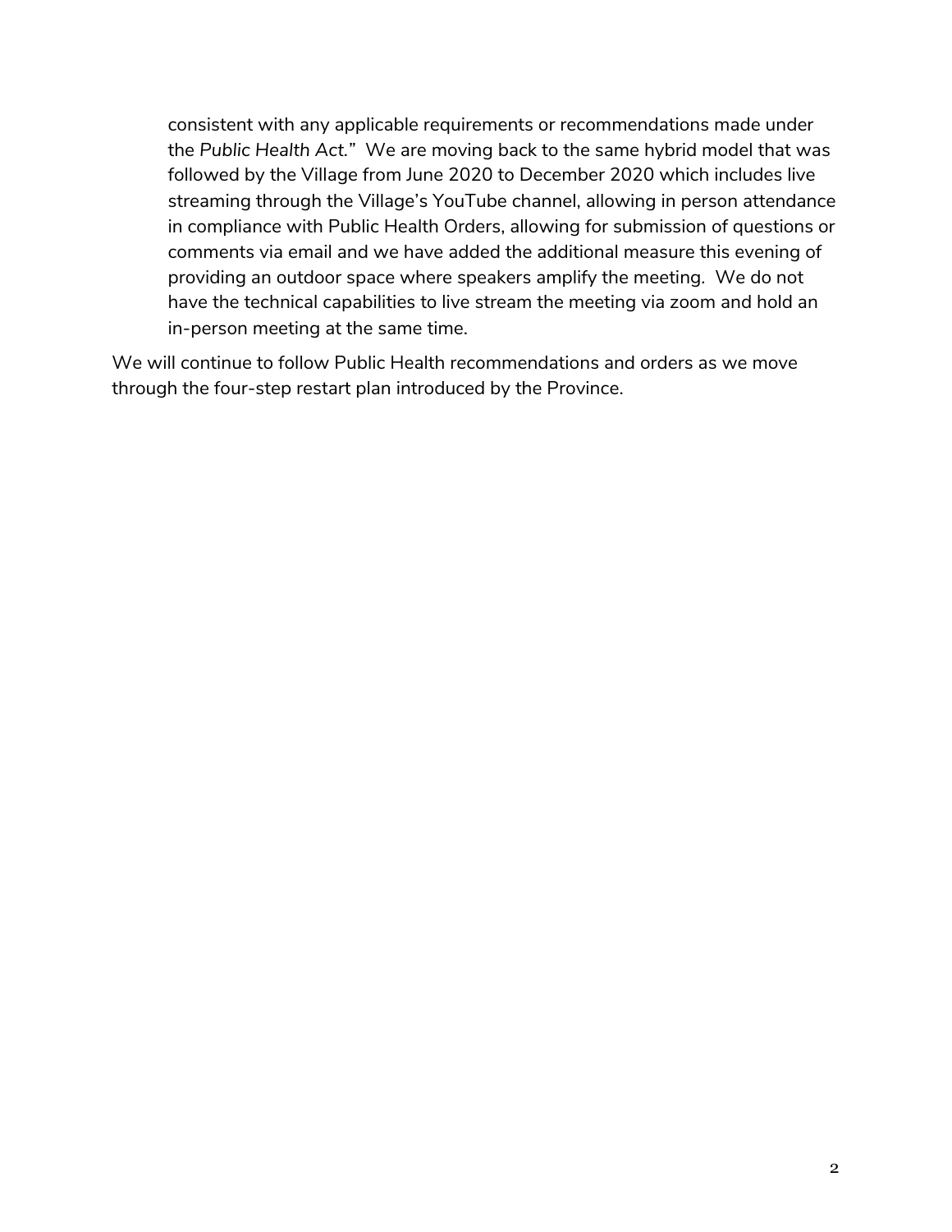consistent with any applicable requirements or recommendations made under the *Public Health Act*." We are moving back to the same hybrid model that was followed by the Village from June 2020 to December 2020 which includes live streaming through the Village's YouTube channel, allowing in person attendance in compliance with Public Health Orders, allowing for submission of questions or comments via email and we have added the additional measure this evening of providing an outdoor space where speakers amplify the meeting. We do not have the technical capabilities to live stream the meeting via zoom and hold an in-person meeting at the same time.

We will continue to follow Public Health recommendations and orders as we move through the four-step restart plan introduced by the Province.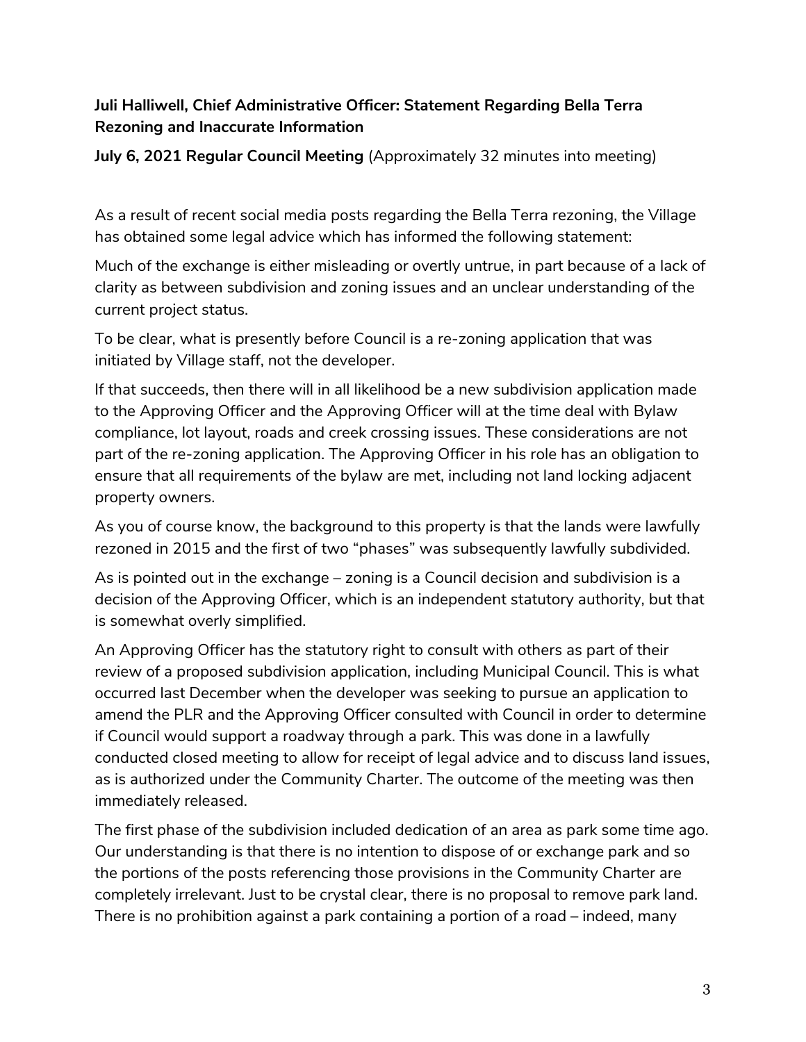**Juli Halliwell, Chief Administrative Officer: Statement Regarding Bella Terra Rezoning and Inaccurate Information**

**July 6, 2021 Regular Council Meeting** (Approximately 32 minutes into meeting)

As a result of recent social media posts regarding the Bella Terra rezoning, the Village has obtained some legal advice which has informed the following statement:

Much of the exchange is either misleading or overtly untrue, in part because of a lack of clarity as between subdivision and zoning issues and an unclear understanding of the current project status.

To be clear, what is presently before Council is a re-zoning application that was initiated by Village staff, not the developer.

If that succeeds, then there will in all likelihood be a new subdivision application made to the Approving Officer and the Approving Officer will at the time deal with Bylaw compliance, lot layout, roads and creek crossing issues. These considerations are not part of the re-zoning application. The Approving Officer in his role has an obligation to ensure that all requirements of the bylaw are met, including not land locking adjacent property owners.

As you of course know, the background to this property is that the lands were lawfully rezoned in 2015 and the first of two "phases" was subsequently lawfully subdivided.

As is pointed out in the exchange – zoning is a Council decision and subdivision is a decision of the Approving Officer, which is an independent statutory authority, but that is somewhat overly simplified.

An Approving Officer has the statutory right to consult with others as part of their review of a proposed subdivision application, including Municipal Council. This is what occurred last December when the developer was seeking to pursue an application to amend the PLR and the Approving Officer consulted with Council in order to determine if Council would support a roadway through a park. This was done in a lawfully conducted closed meeting to allow for receipt of legal advice and to discuss land issues, as is authorized under the Community Charter. The outcome of the meeting was then immediately released.

The first phase of the subdivision included dedication of an area as park some time ago. Our understanding is that there is no intention to dispose of or exchange park and so the portions of the posts referencing those provisions in the Community Charter are completely irrelevant. Just to be crystal clear, there is no proposal to remove park land. There is no prohibition against a park containing a portion of a road – indeed, many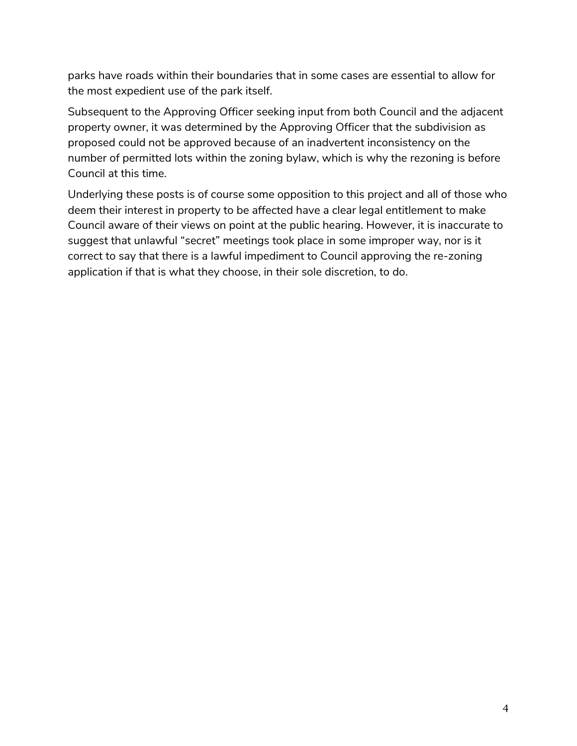parks have roads within their boundaries that in some cases are essential to allow for the most expedient use of the park itself.

Subsequent to the Approving Officer seeking input from both Council and the adjacent property owner, it was determined by the Approving Officer that the subdivision as proposed could not be approved because of an inadvertent inconsistency on the number of permitted lots within the zoning bylaw, which is why the rezoning is before Council at this time.

Underlying these posts is of course some opposition to this project and all of those who deem their interest in property to be affected have a clear legal entitlement to make Council aware of their views on point at the public hearing. However, it is inaccurate to suggest that unlawful "secret" meetings took place in some improper way, nor is it correct to say that there is a lawful impediment to Council approving the re-zoning application if that is what they choose, in their sole discretion, to do.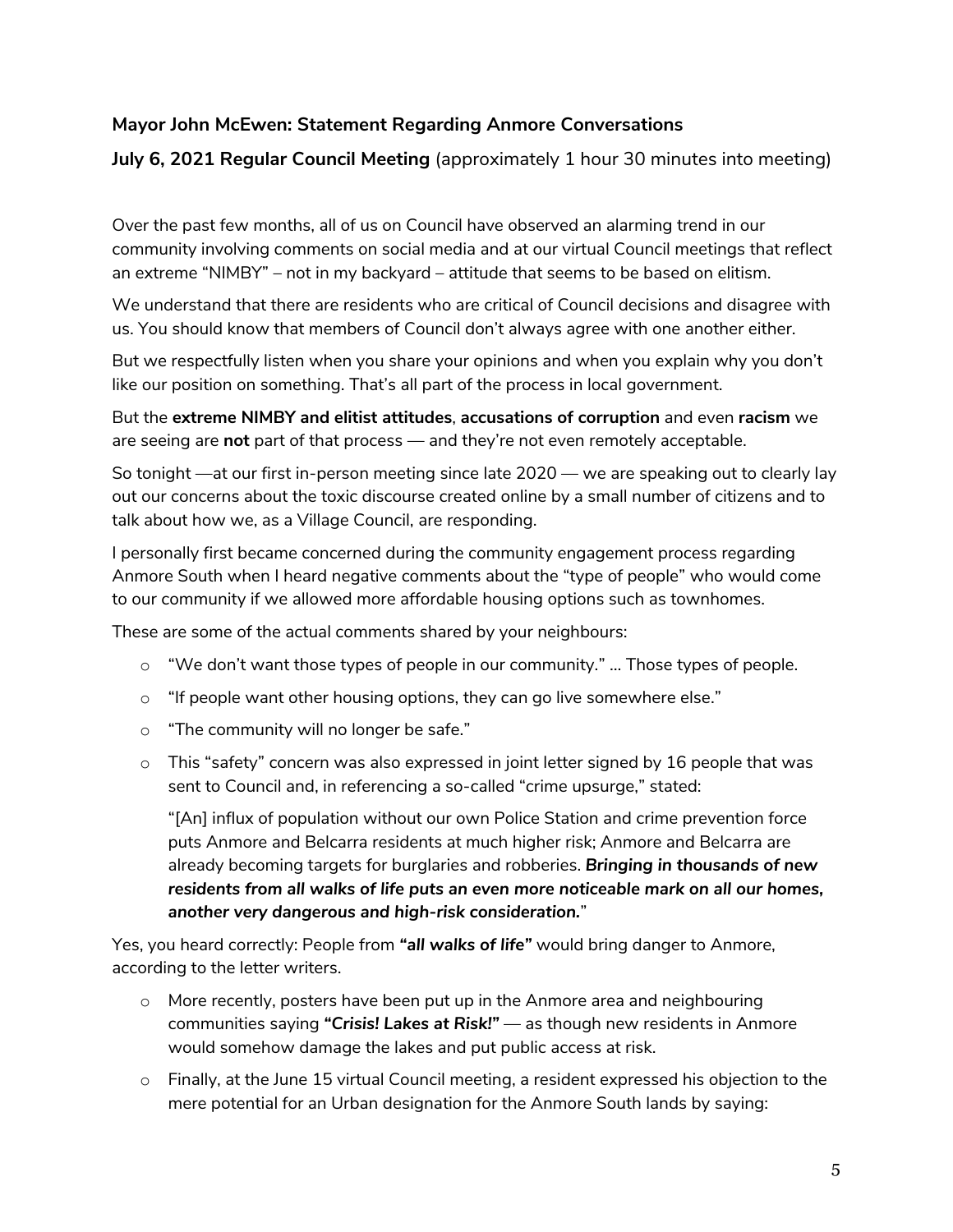**Mayor John McEwen: Statement Regarding Anmore Conversations**

**July 6, 2021 Regular Council Meeting** (approximately 1 hour 30 minutes into meeting)

Over the past few months, all of us on Council have observed an alarming trend in our community involving comments on social media and at our virtual Council meetings that reflect an extreme "NIMBY" – not in my backyard – attitude that seems to be based on elitism.

We understand that there are residents who are critical of Council decisions and disagree with us. You should know that members of Council don't always agree with one another either.

But we respectfully listen when you share your opinions and when you explain why you don't like our position on something. That's all part of the process in local government.

But the **extreme NIMBY and elitist attitudes**, **accusations of corruption** and even **racism** we are seeing are **not** part of that process — and they're not even remotely acceptable.

So tonight —at our first in-person meeting since late 2020 — we are speaking out to clearly lay out our concerns about the toxic discourse created online by a small number of citizens and to talk about how we, as a Village Council, are responding.

I personally first became concerned during the community engagement process regarding Anmore South when I heard negative comments about the "type of people" who would come to our community if we allowed more affordable housing options such as townhomes.

These are some of the actual comments shared by your neighbours:

- "We don't want those types of people in our community." ... Those types of people.
- "If people want other housing options, they can go live somewhere else."
- "The community will no longer be safe."
- This "safety" concern was also expressed in joint letter signed by 16 people that was sent to Council and, in referencing a so-called "crime upsurge," stated:

  "[An] influx of population without our own Police Station and crime prevention force puts Anmore and Belcarra residents at much higher risk; Anmore and Belcarra are already becoming targets for burglaries and robberies. ***Bringing in thousands of new residents from all walks of life puts an even more noticeable mark on all our homes, another very dangerous and high-risk consideration.***"

Yes, you heard correctly: People from ***"all walks of life"*** would bring danger to Anmore, according to the letter writers.

- More recently, posters have been put up in the Anmore area and neighbouring communities saying ***"Crisis! Lakes at Risk!"*** — as though new residents in Anmore would somehow damage the lakes and put public access at risk.
- Finally, at the June 15 virtual Council meeting, a resident expressed his objection to the mere potential for an Urban designation for the Anmore South lands by saying: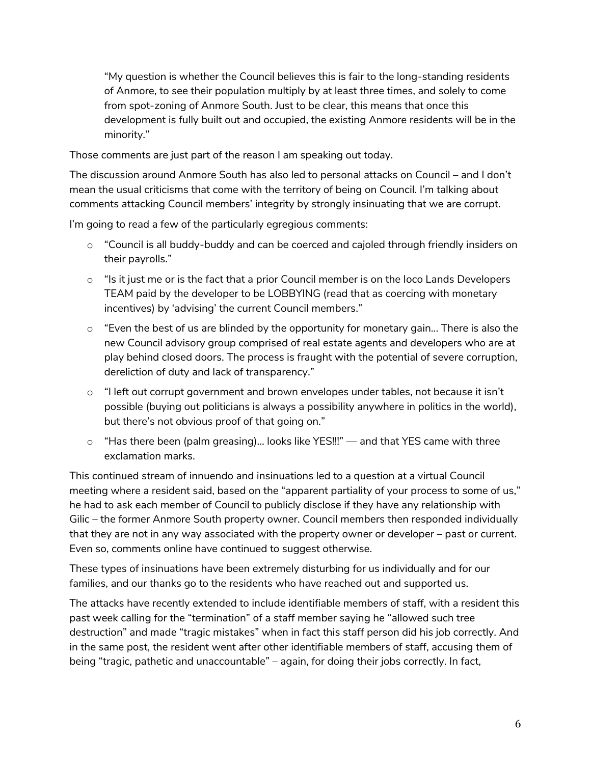> "My question is whether the Council believes this is fair to the long-standing residents of Anmore, to see their population multiply by at least three times, and solely to come from spot-zoning of Anmore South. Just to be clear, this means that once this development is fully built out and occupied, the existing Anmore residents will be in the minority."

Those comments are just part of the reason I am speaking out today.

The discussion around Anmore South has also led to personal attacks on Council – and I don't mean the usual criticisms that come with the territory of being on Council. I'm talking about comments attacking Council members' integrity by strongly insinuating that we are corrupt.

I'm going to read a few of the particularly egregious comments:

- "Council is all buddy-buddy and can be coerced and cajoled through friendly insiders on their payrolls."
- "Is it just me or is the fact that a prior Council member is on the Ioco Lands Developers TEAM paid by the developer to be LOBBYING (read that as coercing with monetary incentives) by 'advising' the current Council members."
- "Even the best of us are blinded by the opportunity for monetary gain… There is also the new Council advisory group comprised of real estate agents and developers who are at play behind closed doors. The process is fraught with the potential of severe corruption, dereliction of duty and lack of transparency."
- "I left out corrupt government and brown envelopes under tables, not because it isn't possible (buying out politicians is always a possibility anywhere in politics in the world), but there's not obvious proof of that going on."
- "Has there been (palm greasing)… looks like YES!!!" — and that YES came with three exclamation marks.

This continued stream of innuendo and insinuations led to a question at a virtual Council meeting where a resident said, based on the "apparent partiality of your process to some of us," he had to ask each member of Council to publicly disclose if they have any relationship with Gilic – the former Anmore South property owner. Council members then responded individually that they are not in any way associated with the property owner or developer – past or current. Even so, comments online have continued to suggest otherwise.

These types of insinuations have been extremely disturbing for us individually and for our families, and our thanks go to the residents who have reached out and supported us.

The attacks have recently extended to include identifiable members of staff, with a resident this past week calling for the "termination" of a staff member saying he "allowed such tree destruction" and made "tragic mistakes" when in fact this staff person did his job correctly. And in the same post, the resident went after other identifiable members of staff, accusing them of being "tragic, pathetic and unaccountable" – again, for doing their jobs correctly. In fact,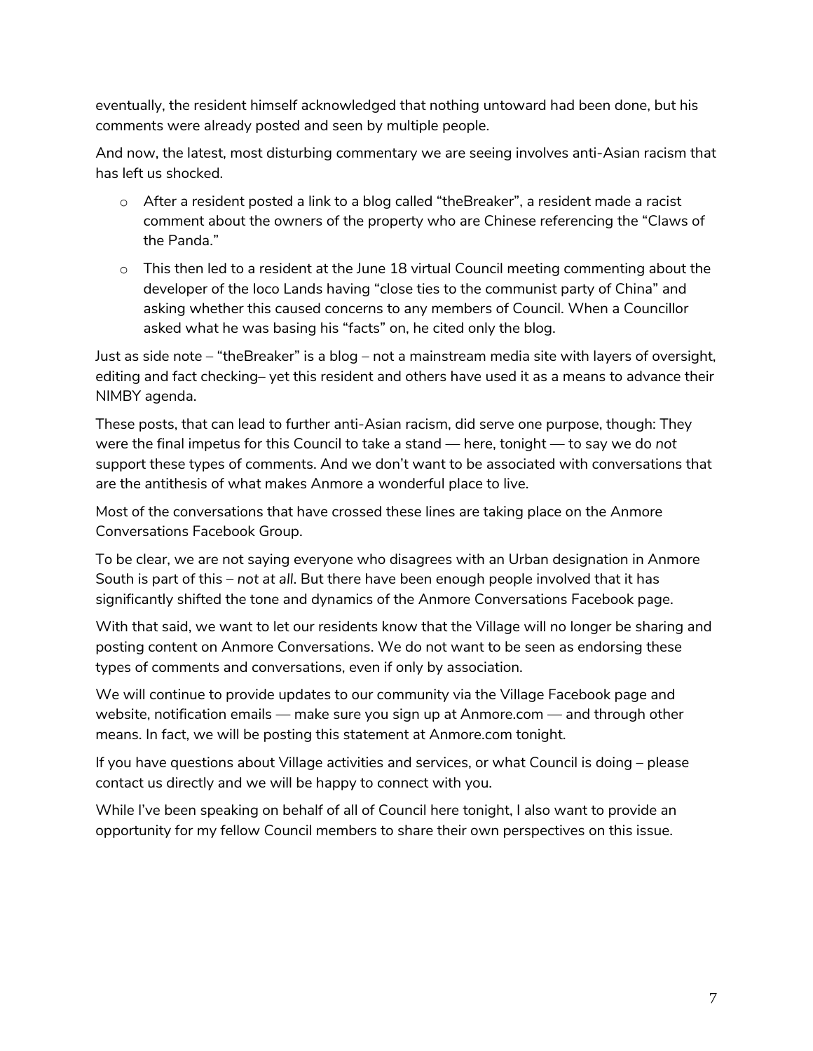eventually, the resident himself acknowledged that nothing untoward had been done, but his comments were already posted and seen by multiple people.

And now, the latest, most disturbing commentary we are seeing involves anti-Asian racism that has left us shocked.

- After a resident posted a link to a blog called "theBreaker", a resident made a racist comment about the owners of the property who are Chinese referencing the "Claws of the Panda."
- This then led to a resident at the June 18 virtual Council meeting commenting about the developer of the Ioco Lands having "close ties to the communist party of China" and asking whether this caused concerns to any members of Council. When a Councillor asked what he was basing his "facts" on, he cited only the blog.

Just as side note – "theBreaker" is a blog – not a mainstream media site with layers of oversight, editing and fact checking– yet this resident and others have used it as a means to advance their NIMBY agenda.

These posts, that can lead to further anti-Asian racism, did serve one purpose, though: They were the final impetus for this Council to take a stand — here, tonight — to say we do *not* support these types of comments. And we don't want to be associated with conversations that are the antithesis of what makes Anmore a wonderful place to live.

Most of the conversations that have crossed these lines are taking place on the Anmore Conversations Facebook Group.

To be clear, we are not saying everyone who disagrees with an Urban designation in Anmore South is part of this – *not at all*. But there have been enough people involved that it has significantly shifted the tone and dynamics of the Anmore Conversations Facebook page.

With that said, we want to let our residents know that the Village will no longer be sharing and posting content on Anmore Conversations. We do not want to be seen as endorsing these types of comments and conversations, even if only by association.

We will continue to provide updates to our community via the Village Facebook page and website, notification emails — make sure you sign up at Anmore.com — and through other means. In fact, we will be posting this statement at Anmore.com tonight.

If you have questions about Village activities and services, or what Council is doing – please contact us directly and we will be happy to connect with you.

While I've been speaking on behalf of all of Council here tonight, I also want to provide an opportunity for my fellow Council members to share their own perspectives on this issue.